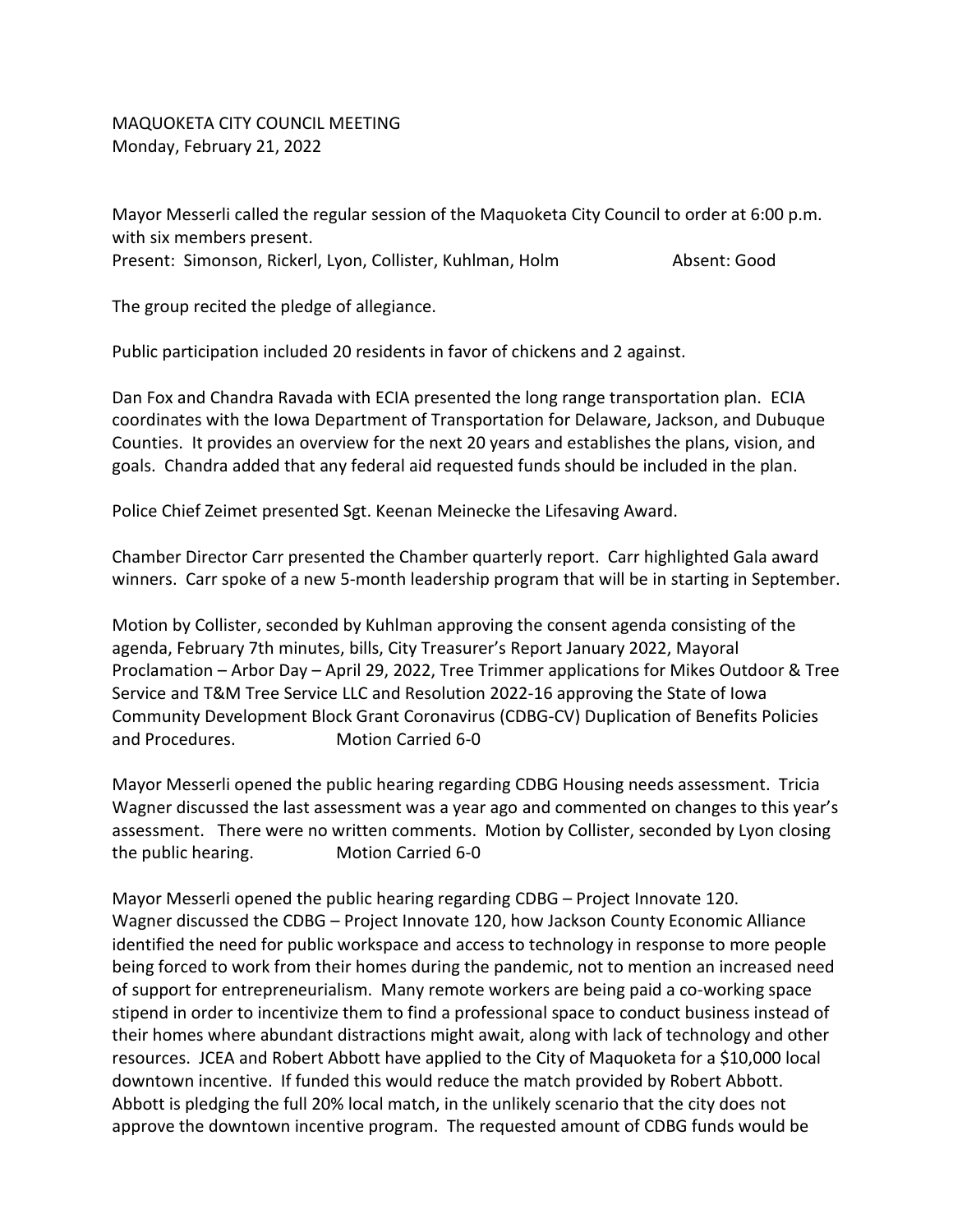MAQUOKETA CITY COUNCIL MEETING
Monday, February 21, 2022

Mayor Messerli called the regular session of the Maquoketa City Council to order at 6:00 p.m. with six members present.
Present: Simonson, Rickerl, Lyon, Collister, Kuhlman, Holm Absent: Good

The group recited the pledge of allegiance.

Public participation included 20 residents in favor of chickens and 2 against.

Dan Fox and Chandra Ravada with ECIA presented the long range transportation plan. ECIA coordinates with the Iowa Department of Transportation for Delaware, Jackson, and Dubuque Counties. It provides an overview for the next 20 years and establishes the plans, vision, and goals. Chandra added that any federal aid requested funds should be included in the plan.

Police Chief Zeimet presented Sgt. Keenan Meinecke the Lifesaving Award.

Chamber Director Carr presented the Chamber quarterly report. Carr highlighted Gala award winners. Carr spoke of a new 5-month leadership program that will be in starting in September.

Motion by Collister, seconded by Kuhlman approving the consent agenda consisting of the agenda, February 7th minutes, bills, City Treasurer's Report January 2022, Mayoral Proclamation – Arbor Day – April 29, 2022, Tree Trimmer applications for Mikes Outdoor & Tree Service and T&M Tree Service LLC and Resolution 2022-16 approving the State of Iowa Community Development Block Grant Coronavirus (CDBG-CV) Duplication of Benefits Policies and Procedures. Motion Carried 6-0

Mayor Messerli opened the public hearing regarding CDBG Housing needs assessment. Tricia Wagner discussed the last assessment was a year ago and commented on changes to this year's assessment. There were no written comments. Motion by Collister, seconded by Lyon closing the public hearing. Motion Carried 6-0

Mayor Messerli opened the public hearing regarding CDBG – Project Innovate 120. Wagner discussed the CDBG – Project Innovate 120, how Jackson County Economic Alliance identified the need for public workspace and access to technology in response to more people being forced to work from their homes during the pandemic, not to mention an increased need of support for entrepreneurialism. Many remote workers are being paid a co-working space stipend in order to incentivize them to find a professional space to conduct business instead of their homes where abundant distractions might await, along with lack of technology and other resources. JCEA and Robert Abbott have applied to the City of Maquoketa for a $10,000 local downtown incentive. If funded this would reduce the match provided by Robert Abbott. Abbott is pledging the full 20% local match, in the unlikely scenario that the city does not approve the downtown incentive program. The requested amount of CDBG funds would be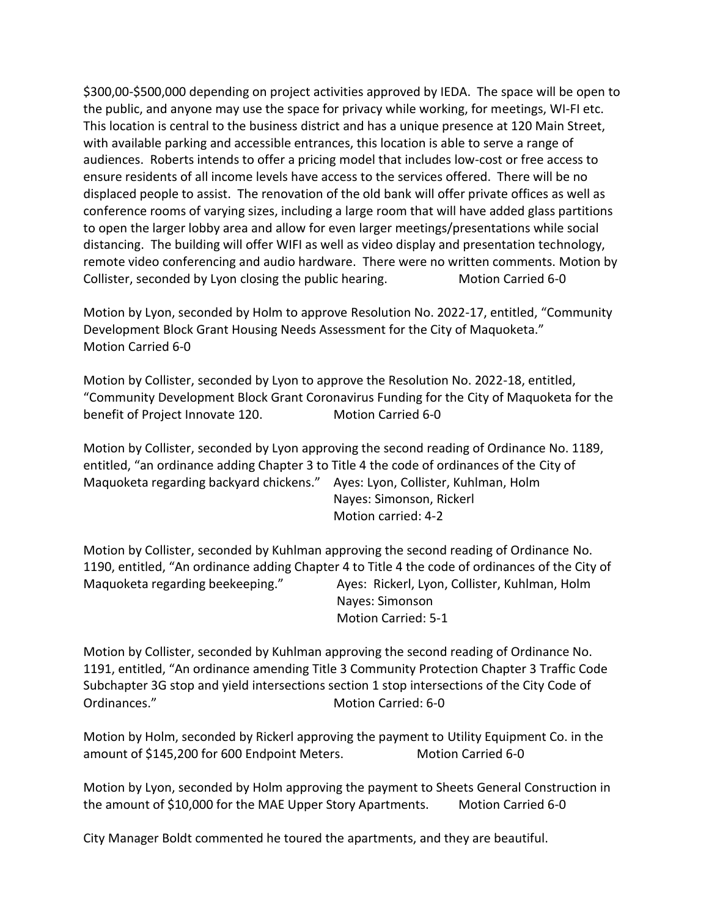$300,00-$500,000 depending on project activities approved by IEDA. The space will be open to the public, and anyone may use the space for privacy while working, for meetings, WI-FI etc. This location is central to the business district and has a unique presence at 120 Main Street, with available parking and accessible entrances, this location is able to serve a range of audiences. Roberts intends to offer a pricing model that includes low-cost or free access to ensure residents of all income levels have access to the services offered. There will be no displaced people to assist. The renovation of the old bank will offer private offices as well as conference rooms of varying sizes, including a large room that will have added glass partitions to open the larger lobby area and allow for even larger meetings/presentations while social distancing. The building will offer WIFI as well as video display and presentation technology, remote video conferencing and audio hardware. There were no written comments. Motion by Collister, seconded by Lyon closing the public hearing. Motion Carried 6-0

Motion by Lyon, seconded by Holm to approve Resolution No. 2022-17, entitled, "Community Development Block Grant Housing Needs Assessment for the City of Maquoketa." Motion Carried 6-0

Motion by Collister, seconded by Lyon to approve the Resolution No. 2022-18, entitled, "Community Development Block Grant Coronavirus Funding for the City of Maquoketa for the benefit of Project Innovate 120. Motion Carried 6-0

Motion by Collister, seconded by Lyon approving the second reading of Ordinance No. 1189, entitled, "an ordinance adding Chapter 3 to Title 4 the code of ordinances of the City of Maquoketa regarding backyard chickens." Ayes: Lyon, Collister, Kuhlman, Holm
Nayes: Simonson, Rickerl
Motion carried: 4-2

Motion by Collister, seconded by Kuhlman approving the second reading of Ordinance No. 1190, entitled, "An ordinance adding Chapter 4 to Title 4 the code of ordinances of the City of Maquoketa regarding beekeeping." Ayes: Rickerl, Lyon, Collister, Kuhlman, Holm
Nayes: Simonson
Motion Carried: 5-1

Motion by Collister, seconded by Kuhlman approving the second reading of Ordinance No. 1191, entitled, "An ordinance amending Title 3 Community Protection Chapter 3 Traffic Code Subchapter 3G stop and yield intersections section 1 stop intersections of the City Code of Ordinances." Motion Carried: 6-0

Motion by Holm, seconded by Rickerl approving the payment to Utility Equipment Co. in the amount of $145,200 for 600 Endpoint Meters. Motion Carried 6-0

Motion by Lyon, seconded by Holm approving the payment to Sheets General Construction in the amount of $10,000 for the MAE Upper Story Apartments. Motion Carried 6-0

City Manager Boldt commented he toured the apartments, and they are beautiful.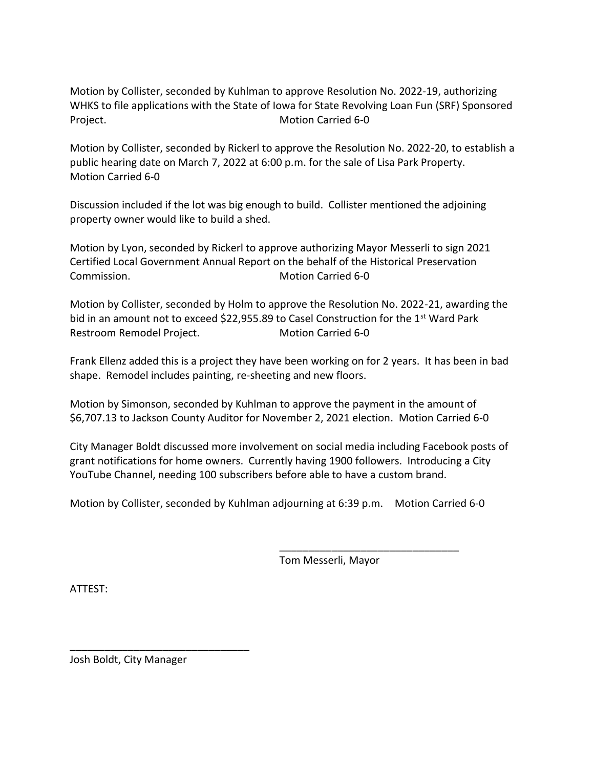Motion by Collister, seconded by Kuhlman to approve Resolution No. 2022-19, authorizing WHKS to file applications with the State of Iowa for State Revolving Loan Fun (SRF) Sponsored Project. Motion Carried 6-0

Motion by Collister, seconded by Rickerl to approve the Resolution No. 2022-20, to establish a public hearing date on March 7, 2022 at 6:00 p.m. for the sale of Lisa Park Property. Motion Carried 6-0

Discussion included if the lot was big enough to build. Collister mentioned the adjoining property owner would like to build a shed.

Motion by Lyon, seconded by Rickerl to approve authorizing Mayor Messerli to sign 2021 Certified Local Government Annual Report on the behalf of the Historical Preservation Commission. Motion Carried 6-0

Motion by Collister, seconded by Holm to approve the Resolution No. 2022-21, awarding the bid in an amount not to exceed $22,955.89 to Casel Construction for the 1st Ward Park Restroom Remodel Project. Motion Carried 6-0

Frank Ellenz added this is a project they have been working on for 2 years. It has been in bad shape. Remodel includes painting, re-sheeting and new floors.

Motion by Simonson, seconded by Kuhlman to approve the payment in the amount of $6,707.13 to Jackson County Auditor for November 2, 2021 election. Motion Carried 6-0

City Manager Boldt discussed more involvement on social media including Facebook posts of grant notifications for home owners. Currently having 1900 followers. Introducing a City YouTube Channel, needing 100 subscribers before able to have a custom brand.

Motion by Collister, seconded by Kuhlman adjourning at 6:39 p.m. Motion Carried 6-0

\_\_\_\_\_\_\_\_\_\_\_\_\_\_\_\_\_\_\_\_\_\_\_\_\_\_\_\_\_\_\_\_

Tom Messerli, Mayor

ATTEST:

\_\_\_\_\_\_\_\_\_\_\_\_\_\_\_\_\_\_\_\_\_\_\_\_\_\_\_\_\_\_\_\_

Josh Boldt, City Manager